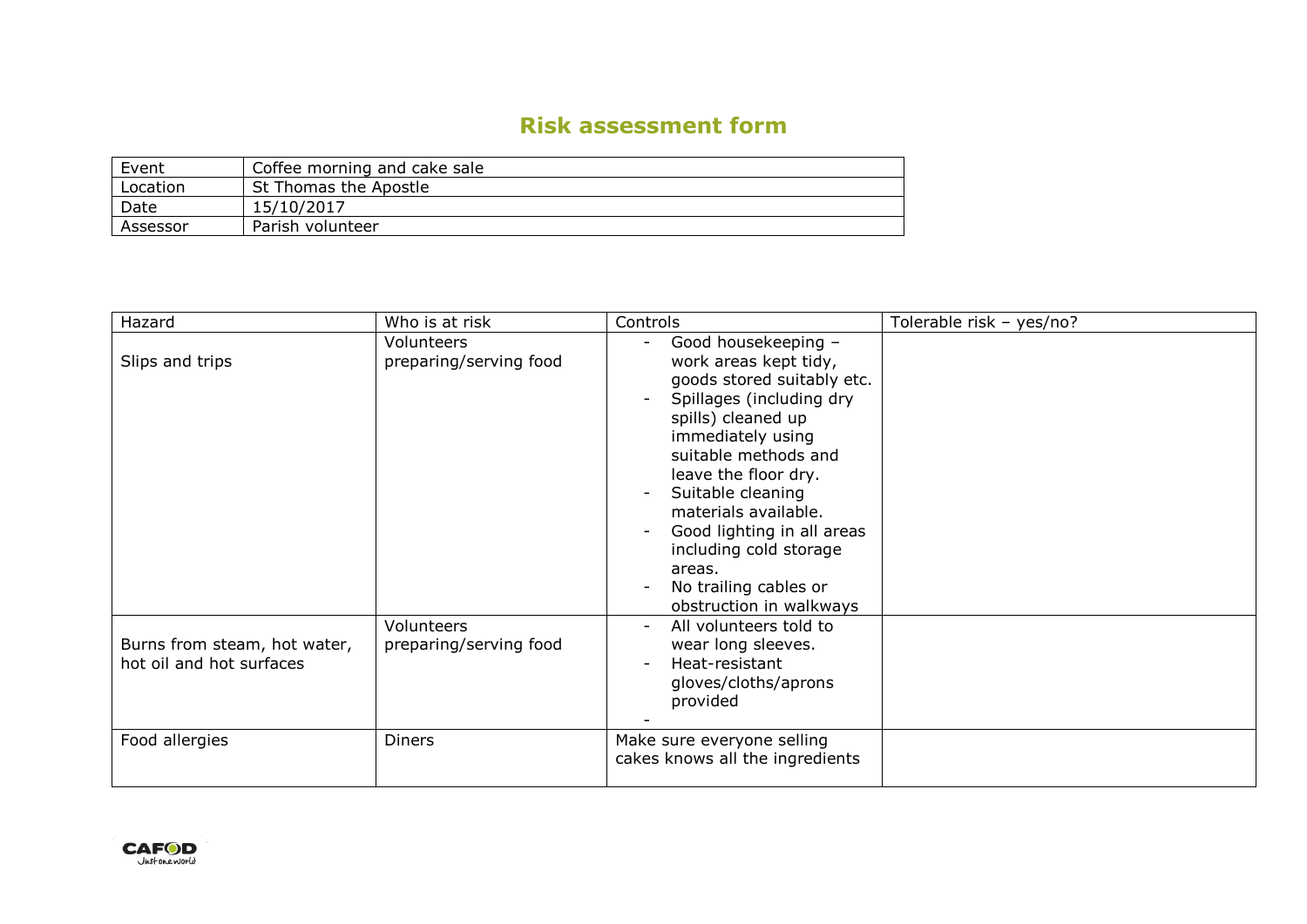# Risk assessment form

| Event | Coffee morning and cake sale |
|---|---|
| Location | St Thomas the Apostle |
| Date | 15/10/2017 |
| Assessor | Parish volunteer |

| Hazard | Who is at risk | Controls | Tolerable risk – yes/no? |
|---|---|---|---|
| Slips and trips | Volunteers preparing/serving food | - Good housekeeping – work areas kept tidy, goods stored suitably etc.<br>- Spillages (including dry spills) cleaned up immediately using suitable methods and leave the floor dry.<br>- Suitable cleaning materials available.<br>- Good lighting in all areas including cold storage areas.<br>- No trailing cables or obstruction in walkways | |
| Burns from steam, hot water, hot oil and hot surfaces | Volunteers preparing/serving food | - All volunteers told to wear long sleeves.<br>- Heat-resistant gloves/cloths/aprons provided<br>- | |
| Food allergies | Diners | Make sure everyone selling cakes knows all the ingredients | |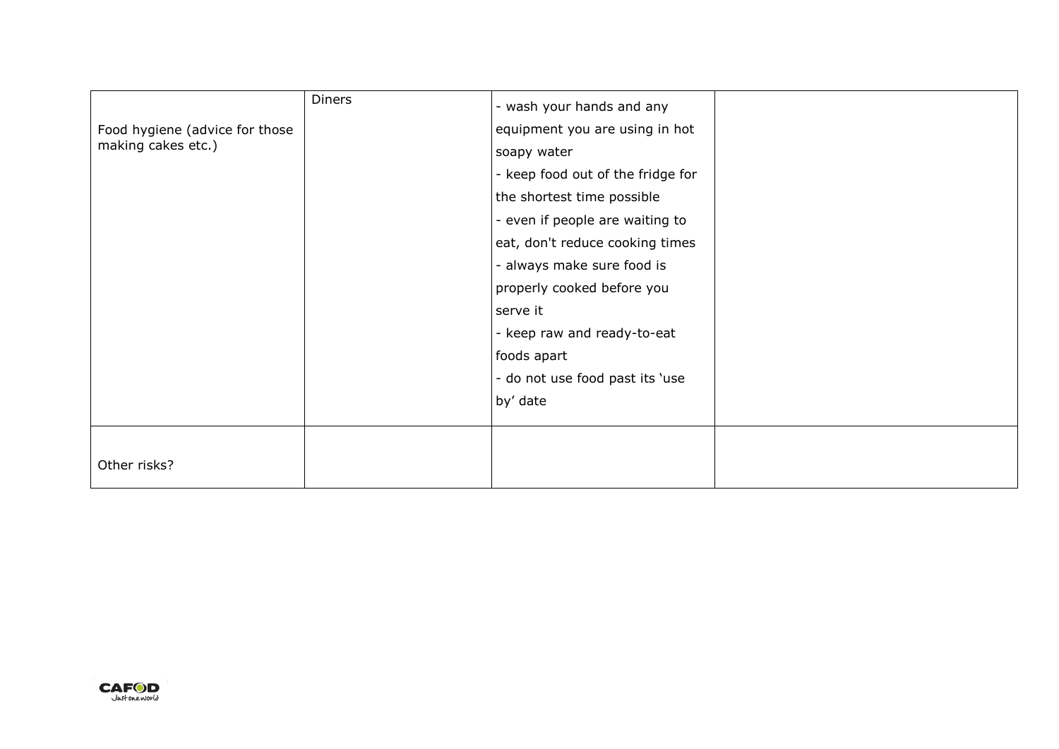| | | | |
|---|---|---|---|
| Food hygiene (advice for those making cakes etc.) | Diners | - wash your hands and any equipment you are using in hot soapy water<br>- keep food out of the fridge for the shortest time possible<br>- even if people are waiting to eat, don't reduce cooking times<br>- always make sure food is properly cooked before you serve it<br>- keep raw and ready-to-eat foods apart<br>- do not use food past its 'use by' date | |
| Other risks? | | | |